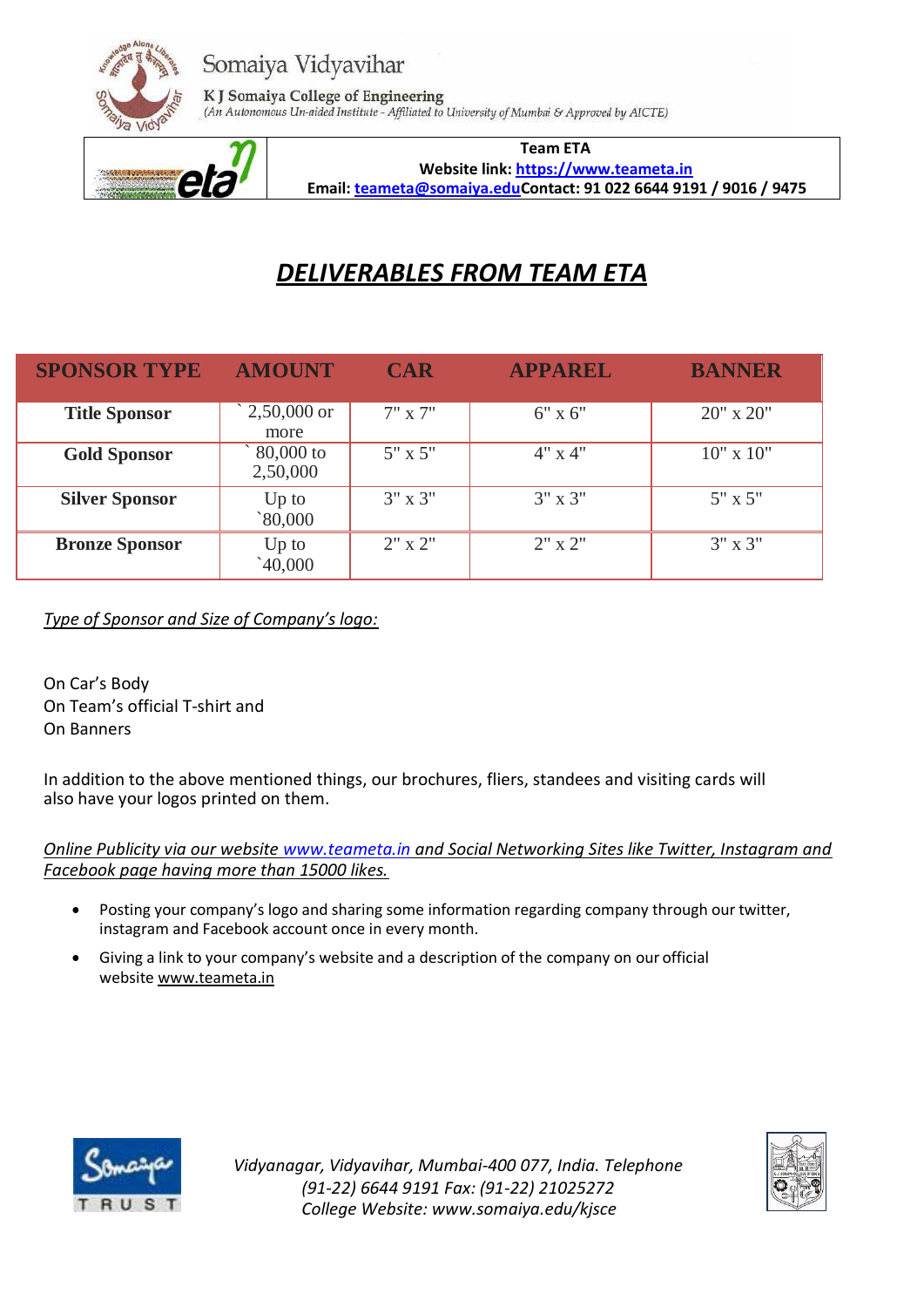Somaiya Vidyavihar

K J Somaiya College of Engineering
(An Autonomous Un-aided Institute - Affiliated to University of Mumbai & Approved by AICTE)

**Team ETA**
**Website link: https://www.teameta.in**
**Email: teameta@somaiya.edu Contact: 91 022 6644 9191 / 9016 / 9475**

# *DELIVERABLES FROM TEAM ETA*

| SPONSOR TYPE | AMOUNT | CAR | APPAREL | BANNER |
|---|---|---|---|---|
| **Title Sponsor** | ` 2,50,000 or more | 7" x 7" | 6" x 6" | 20" x 20" |
| **Gold Sponsor** | ` 80,000 to 2,50,000 | 5" x 5" | 4" x 4" | 10" x 10" |
| **Silver Sponsor** | Up to `80,000 | 3" x 3" | 3" x 3" | 5" x 5" |
| **Bronze Sponsor** | Up to `40,000 | 2" x 2" | 2" x 2" | 3" x 3" |

*Type of Sponsor and Size of Company's logo:*

On Car's Body
On Team's official T-shirt and
On Banners

In addition to the above mentioned things, our brochures, fliers, standees and visiting cards will also have your logos printed on them.

*Online Publicity via our website www.teameta.in and Social Networking Sites like Twitter, Instagram and Facebook page having more than 15000 likes.*

- Posting your company's logo and sharing some information regarding company through our twitter, instagram and Facebook account once in every month.
- Giving a link to your company's website and a description of the company on our official website www.teameta.in

*Vidyanagar, Vidyavihar, Mumbai-400 077, India. Telephone (91-22) 6644 9191 Fax: (91-22) 21025272*
*College Website: www.somaiya.edu/kjsce*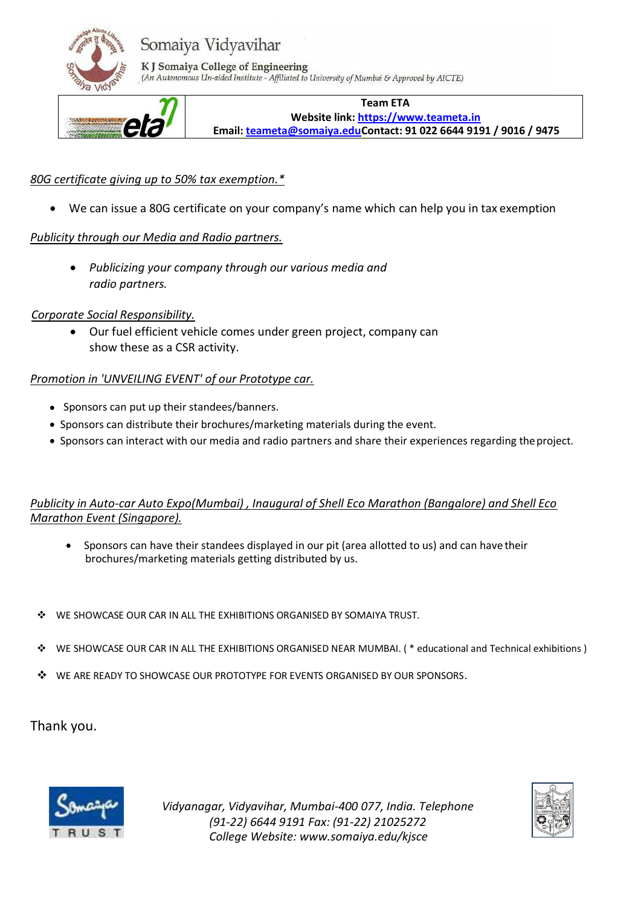Somaiya Vidyavihar

K J Somaiya College of Engineering

(An Autonomous Un-aided Institute - Affiliated to University of Mumbai & Approved by AICTE)

| | |
|---|---|
| eta | **Team ETA**<br>**Website link: [https://www.teameta.in](https://www.teameta.in)**<br>**Email: [teameta@somaiya.edu](mailto:teameta@somaiya.edu)Contact: 91 022 6644 9191 / 9016 / 9475** |

*80G certificate giving up to 50% tax exemption.**

- We can issue a 80G certificate on your company's name which can help you in tax exemption

*Publicity through our Media and Radio partners.*

- *Publicizing your company through our various media and radio partners.*

*Corporate Social Responsibility.*

- Our fuel efficient vehicle comes under green project, company can show these as a CSR activity.

*Promotion in 'UNVEILING EVENT' of our Prototype car.*

- Sponsors can put up their standees/banners.
- Sponsors can distribute their brochures/marketing materials during the event.
- Sponsors can interact with our media and radio partners and share their experiences regarding the project.

*Publicity in Auto-car Auto Expo(Mumbai) , Inaugural of Shell Eco Marathon (Bangalore) and Shell Eco Marathon Event (Singapore).*

- Sponsors can have their standees displayed in our pit (area allotted to us) and can have their brochures/marketing materials getting distributed by us.

- WE SHOWCASE OUR CAR IN ALL THE EXHIBITIONS ORGANISED BY SOMAIYA TRUST.
- WE SHOWCASE OUR CAR IN ALL THE EXHIBITIONS ORGANISED NEAR MUMBAI. ( * educational and Technical exhibitions )
- WE ARE READY TO SHOWCASE OUR PROTOTYPE FOR EVENTS ORGANISED BY OUR SPONSORS.

Thank you.

*Vidyanagar, Vidyavihar, Mumbai-400 077, India. Telephone (91-22) 6644 9191 Fax: (91-22) 21025272*
*College Website: www.somaiya.edu/kjsce*